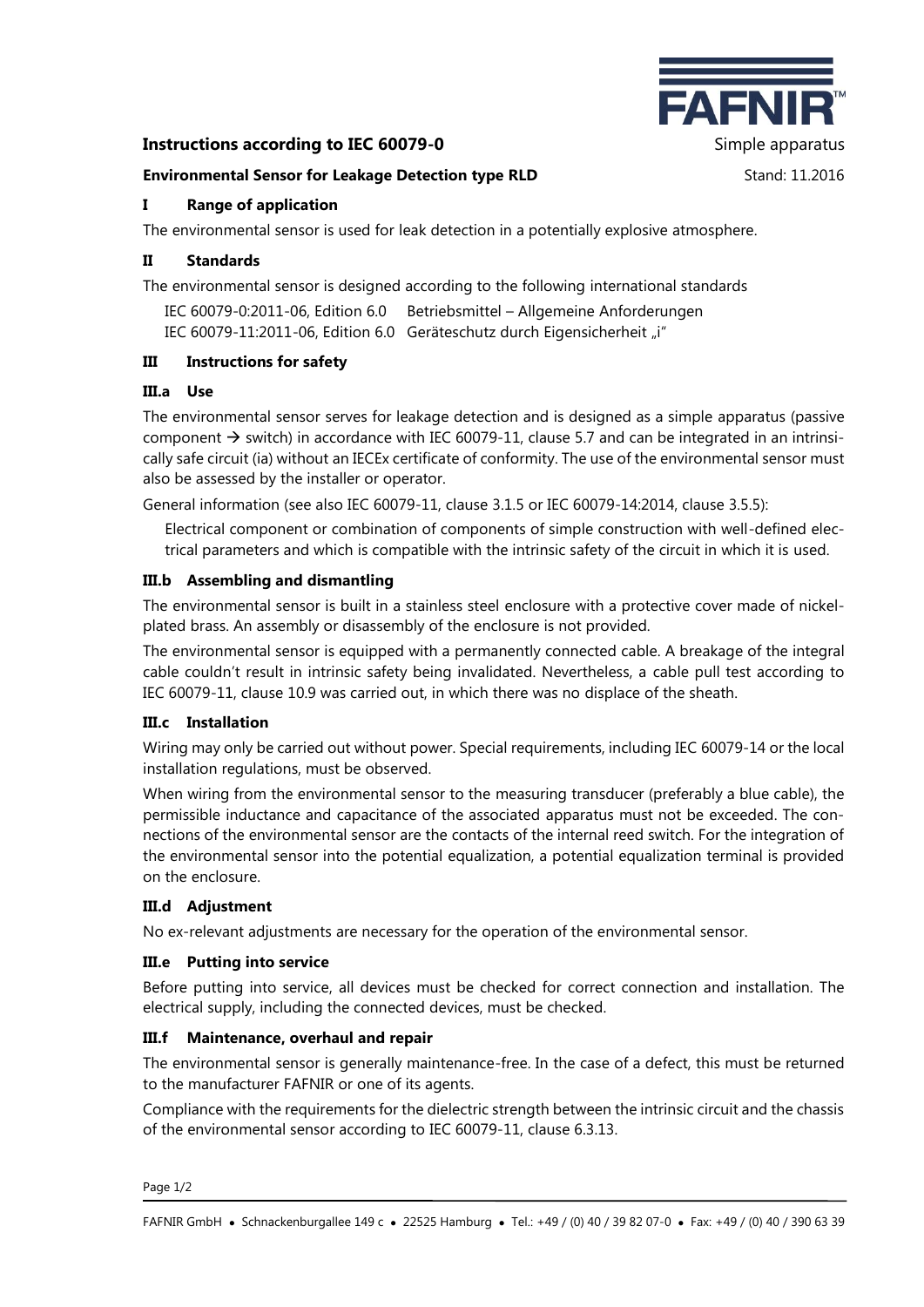FAFNIR™

## Instructions according to IEC 60079-0

Simple apparatus

**Environmental Sensor for Leakage Detection type RLD**

Stand: 11.2016

### I Range of application

The environmental sensor is used for leak detection in a potentially explosive atmosphere.

### II Standards

The environmental sensor is designed according to the following international standards

IEC 60079-0:2011-06, Edition 6.0 Betriebsmittel – Allgemeine Anforderungen
IEC 60079-11:2011-06, Edition 6.0 Geräteschutz durch Eigensicherheit „i"

### III Instructions for safety

#### III.a Use

The environmental sensor serves for leakage detection and is designed as a simple apparatus (passive component → switch) in accordance with IEC 60079-11, clause 5.7 and can be integrated in an intrinsically safe circuit (ia) without an IECEx certificate of conformity. The use of the environmental sensor must also be assessed by the installer or operator.

General information (see also IEC 60079-11, clause 3.1.5 or IEC 60079-14:2014, clause 3.5.5):

Electrical component or combination of components of simple construction with well-defined electrical parameters and which is compatible with the intrinsic safety of the circuit in which it is used.

#### III.b Assembling and dismantling

The environmental sensor is built in a stainless steel enclosure with a protective cover made of nickel-plated brass. An assembly or disassembly of the enclosure is not provided.

The environmental sensor is equipped with a permanently connected cable. A breakage of the integral cable couldn't result in intrinsic safety being invalidated. Nevertheless, a cable pull test according to IEC 60079-11, clause 10.9 was carried out, in which there was no displace of the sheath.

#### III.c Installation

Wiring may only be carried out without power. Special requirements, including IEC 60079-14 or the local installation regulations, must be observed.

When wiring from the environmental sensor to the measuring transducer (preferably a blue cable), the permissible inductance and capacitance of the associated apparatus must not be exceeded. The connections of the environmental sensor are the contacts of the internal reed switch. For the integration of the environmental sensor into the potential equalization, a potential equalization terminal is provided on the enclosure.

#### III.d Adjustment

No ex-relevant adjustments are necessary for the operation of the environmental sensor.

#### III.e Putting into service

Before putting into service, all devices must be checked for correct connection and installation. The electrical supply, including the connected devices, must be checked.

#### III.f Maintenance, overhaul and repair

The environmental sensor is generally maintenance-free. In the case of a defect, this must be returned to the manufacturer FAFNIR or one of its agents.

Compliance with the requirements for the dielectric strength between the intrinsic circuit and the chassis of the environmental sensor according to IEC 60079-11, clause 6.3.13.

FAFNIR GmbH • Schnackenburgallee 149 c • 22525 Hamburg • Tel.: +49 / (0) 40 / 39 82 07-0 • Fax: +49 / (0) 40 / 390 63 39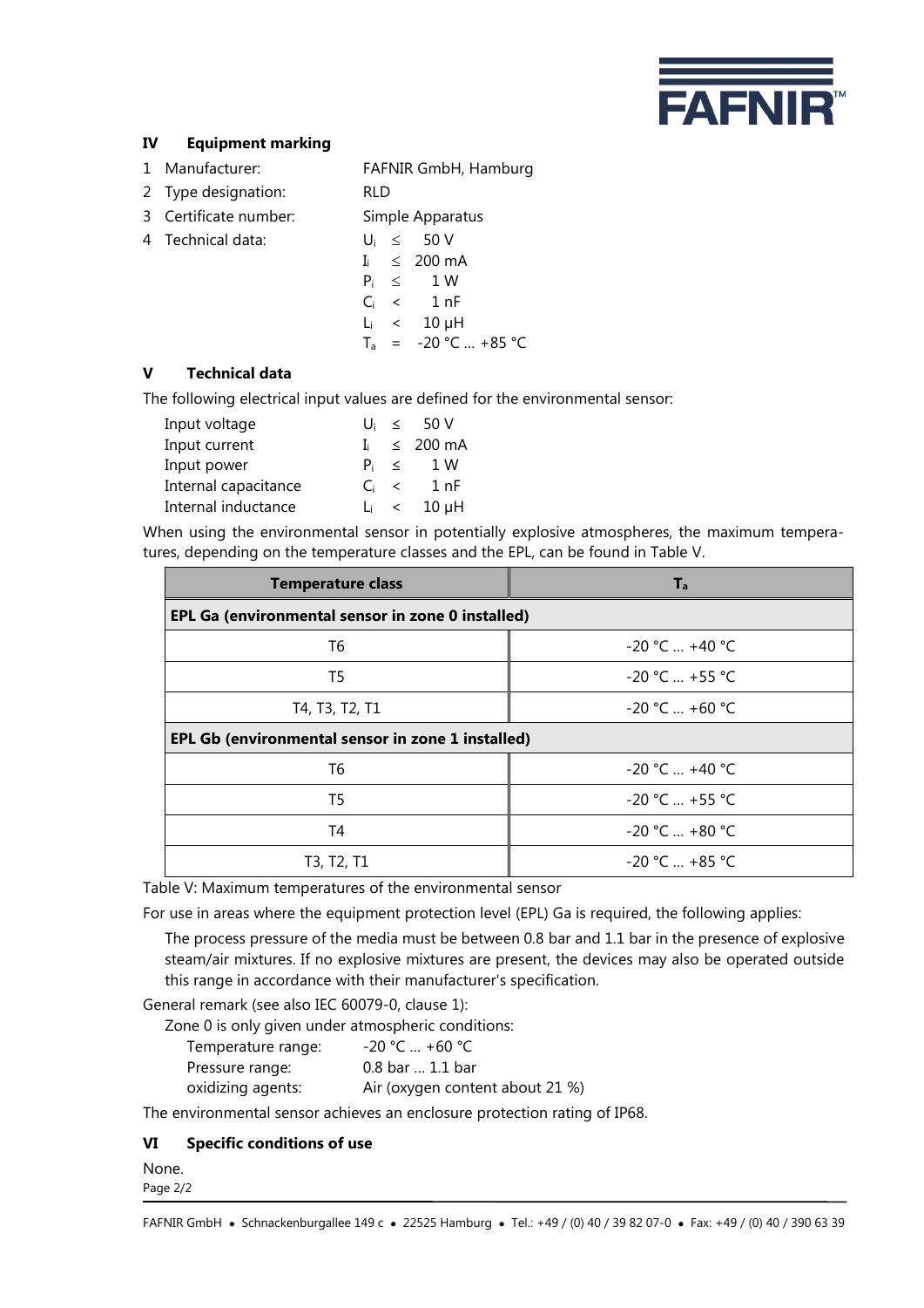## IV Equipment marking

1 Manufacturer: FAFNIR GmbH, Hamburg
2 Type designation: RLD
3 Certificate number: Simple Apparatus
4 Technical data:
$U_i \leq$ 50 V
$I_i \leq$ 200 mA
$P_i \leq$ 1 W
$C_i <$ 1 nF
$L_i <$ 10 µH
$T_a =$ -20 °C … +85 °C

## V Technical data

The following electrical input values are defined for the environmental sensor:

| | | |
|---|---|---|
| Input voltage | $U_i \leq$ | 50 V |
| Input current | $I_i \leq$ | 200 mA |
| Input power | $P_i \leq$ | 1 W |
| Internal capacitance | $C_i <$ | 1 nF |
| Internal inductance | $L_i <$ | 10 µH |

When using the environmental sensor in potentially explosive atmospheres, the maximum temperatures, depending on the temperature classes and the EPL, can be found in Table V.

| Temperature class | $T_a$ |
|---|---|
| **EPL Ga (environmental sensor in zone 0 installed)** | |
| T6 | -20 °C … +40 °C |
| T5 | -20 °C … +55 °C |
| T4, T3, T2, T1 | -20 °C … +60 °C |
| **EPL Gb (environmental sensor in zone 1 installed)** | |
| T6 | -20 °C … +40 °C |
| T5 | -20 °C … +55 °C |
| T4 | -20 °C … +80 °C |
| T3, T2, T1 | -20 °C … +85 °C |

Table V: Maximum temperatures of the environmental sensor

For use in areas where the equipment protection level (EPL) Ga is required, the following applies:

The process pressure of the media must be between 0.8 bar and 1.1 bar in the presence of explosive steam/air mixtures. If no explosive mixtures are present, the devices may also be operated outside this range in accordance with their manufacturer's specification.

General remark (see also IEC 60079-0, clause 1):

Zone 0 is only given under atmospheric conditions:

Temperature range: -20 °C … +60 °C
Pressure range: 0.8 bar … 1.1 bar
oxidizing agents: Air (oxygen content about 21 %)

The environmental sensor achieves an enclosure protection rating of IP68.

## VI Specific conditions of use

None.